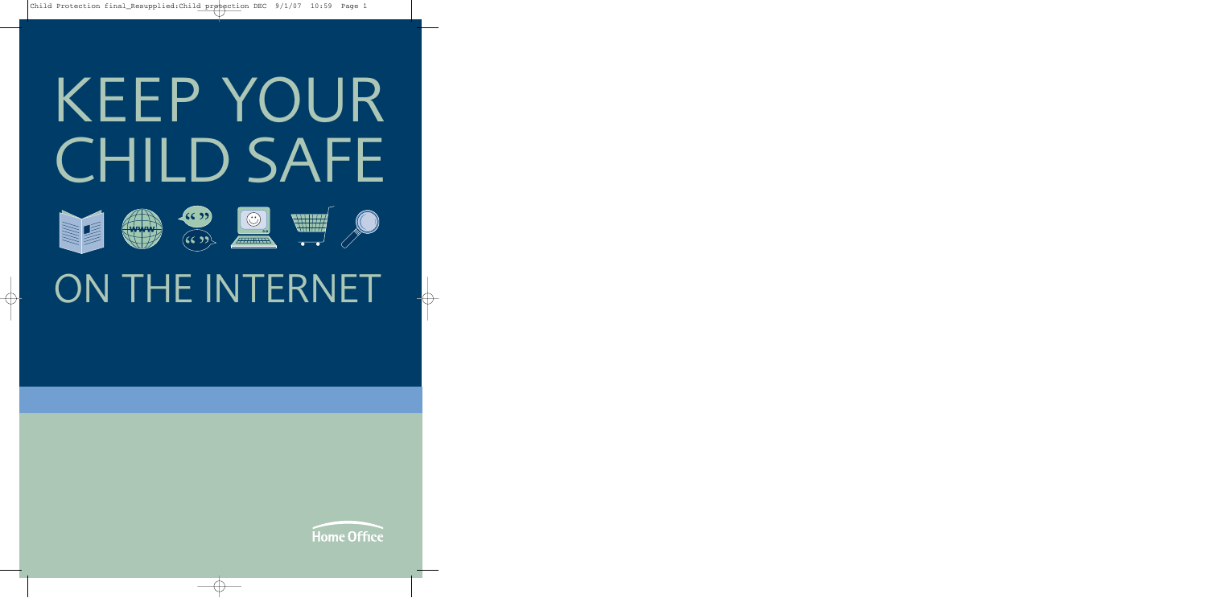# KEEP YOUR CHILD SAFE ON THE INTERNET

Home Office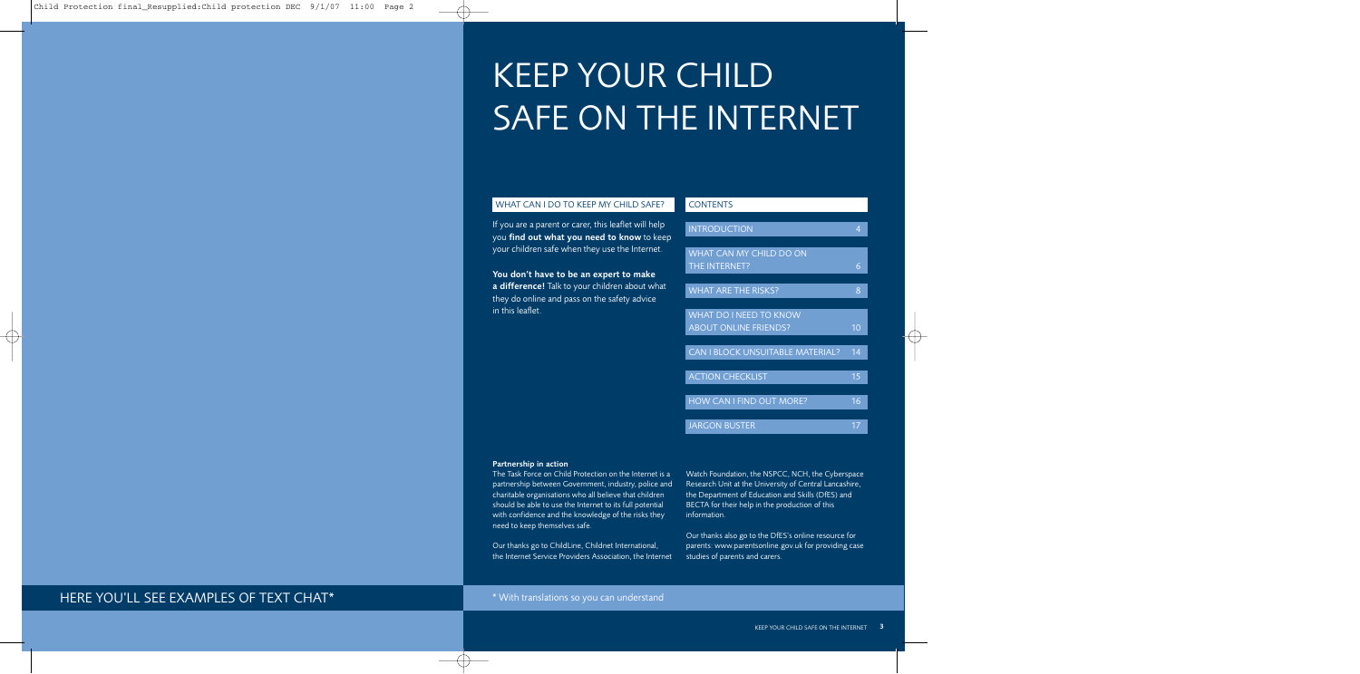# KEEP YOUR CHILD SAFE ON THE INTERNET

## WHAT CAN I DO TO KEEP MY CHILD SAFE?

If you are a parent or carer, this leaflet will help you **find out what you need to know** to keep your children safe when they use the Internet.

**You don't have to be an expert to make a difference!** Talk to your children about what they do online and pass on the safety advice in this leaflet.

## CONTENTS

| | |
|---|---|
| INTRODUCTION | 4 |
| WHAT CAN MY CHILD DO ON THE INTERNET? | 6 |
| WHAT ARE THE RISKS? | 8 |
| WHAT DO I NEED TO KNOW ABOUT ONLINE FRIENDS? | 10 |
| CAN I BLOCK UNSUITABLE MATERIAL? | 14 |
| ACTION CHECKLIST | 15 |
| HOW CAN I FIND OUT MORE? | 16 |
| JARGON BUSTER | 17 |

**Partnership in action**

The Task Force on Child Protection on the Internet is a partnership between Government, industry, police and charitable organisations who all believe that children should be able to use the Internet to its full potential with confidence and the knowledge of the risks they need to keep themselves safe.

Our thanks go to ChildLine, Childnet International, the Internet Service Providers Association, the Internet Watch Foundation, the NSPCC, NCH, the Cyberspace Research Unit at the University of Central Lancashire, the Department of Education and Skills (DfES) and BECTA for their help in the production of this information.

Our thanks also go to the DfES's online resource for parents: www.parentsonline.gov.uk for providing case studies of parents and carers.

HERE YOU'LL SEE EXAMPLES OF TEXT CHAT*

* With translations so you can understand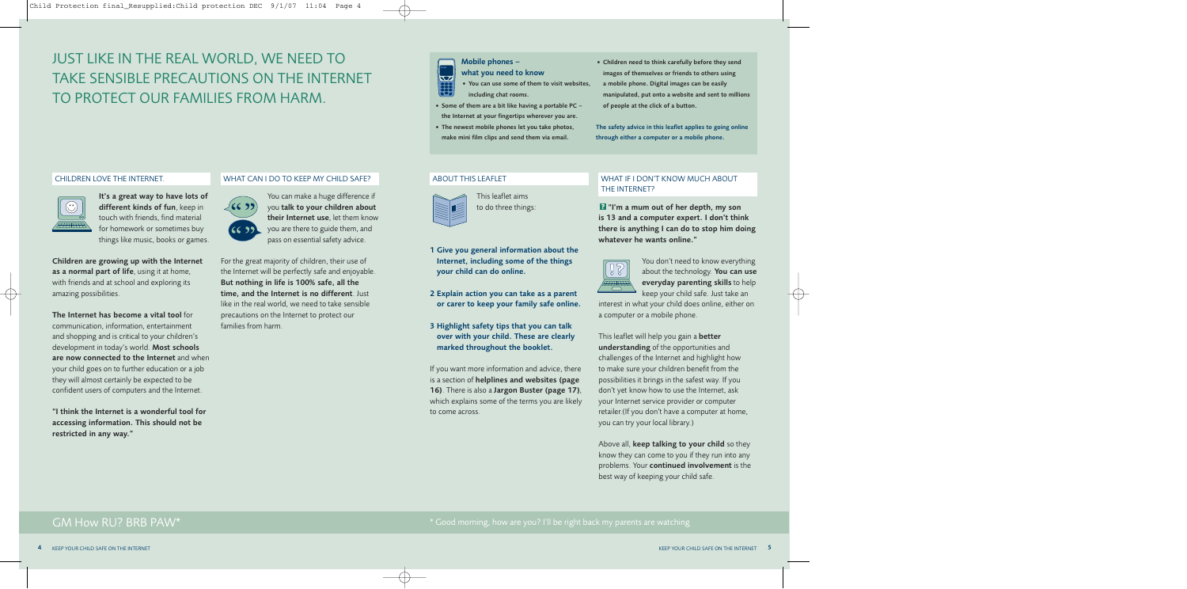# JUST LIKE IN THE REAL WORLD, WE NEED TO TAKE SENSIBLE PRECAUTIONS ON THE INTERNET TO PROTECT OUR FAMILIES FROM HARM.

## CHILDREN LOVE THE INTERNET.

**It's a great way to have lots of different kinds of fun**, keep in touch with friends, find material for homework or sometimes buy things like music, books or games.

**Children are growing up with the Internet as a normal part of life**, using it at home, with friends and at school and exploring its amazing possibilities.

**The Internet has become a vital tool** for communication, information, entertainment and shopping and is critical to your children's development in today's world. **Most schools are now connected to the Internet** and when your child goes on to further education or a job they will almost certainly be expected to be confident users of computers and the Internet.

**"I think the Internet is a wonderful tool for accessing information. This should not be restricted in any way."**

## WHAT CAN I DO TO KEEP MY CHILD SAFE?

You can make a huge difference if you **talk to your children about their Internet use**, let them know you are there to guide them, and pass on essential safety advice.

For the great majority of children, their use of the Internet will be perfectly safe and enjoyable. **But nothing in life is 100% safe, all the time, and the Internet is no different**. Just like in the real world, we need to take sensible precautions on the Internet to protect our families from harm.

### Mobile phones – what you need to know

- **You can use some of them to visit websites, including chat rooms.**
- **Some of them are a bit like having a portable PC – the Internet at your fingertips wherever you are.**
- **The newest mobile phones let you take photos, make mini film clips and send them via email.**
- **Children need to think carefully before they send images of themselves or friends to others using a mobile phone. Digital images can be easily manipulated, put onto a website and sent to millions of people at the click of a button.**

**The safety advice in this leaflet applies to going online through either a computer or a mobile phone.**

## ABOUT THIS LEAFLET

This leaflet aims to do three things:

1. **Give you general information about the Internet, including some of the things your child can do online.**
2. **Explain action you can take as a parent or carer to keep your family safe online.**
3. **Highlight safety tips that you can talk over with your child. These are clearly marked throughout the booklet.**

If you want more information and advice, there is a section of **helplines and websites (page 16)**. There is also a **Jargon Buster (page 17)**, which explains some of the terms you are likely to come across.

## WHAT IF I DON'T KNOW MUCH ABOUT THE INTERNET?

**"I'm a mum out of her depth, my son is 13 and a computer expert. I don't think there is anything I can do to stop him doing whatever he wants online."**

You don't need to know everything about the technology. **You can use everyday parenting skills** to help keep your child safe. Just take an interest in what your child does online, either on a computer or a mobile phone.

This leaflet will help you gain a **better understanding** of the opportunities and challenges of the Internet and highlight how to make sure your children benefit from the possibilities it brings in the safest way. If you don't yet know how to use the Internet, ask your Internet service provider or computer retailer.(If you don't have a computer at home, you can try your local library.)

Above all, **keep talking to your child** so they know they can come to you if they run into any problems. Your **continued involvement** is the best way of keeping your child safe.

GM How RU? BRB PAW*

\* Good morning, how are you? I'll be right back my parents are watching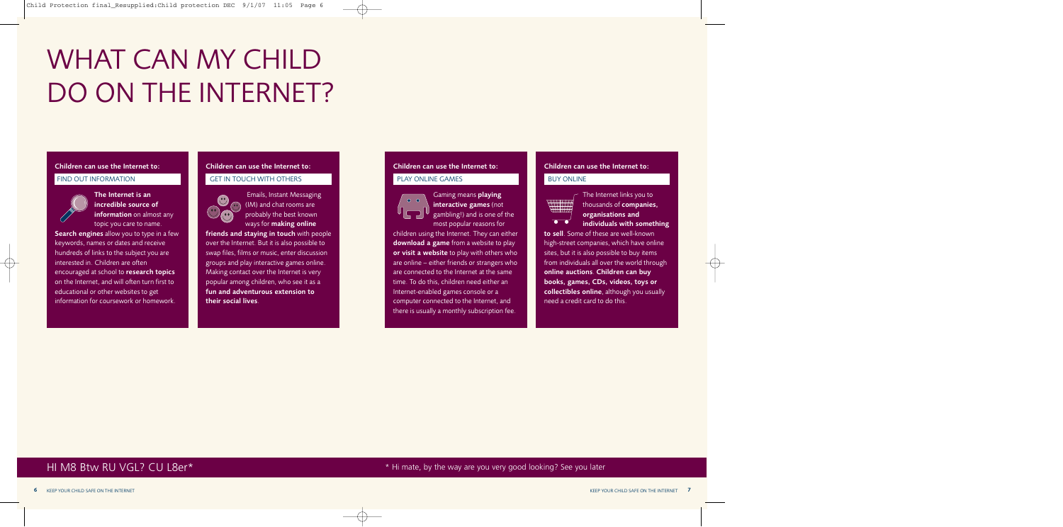# WHAT CAN MY CHILD DO ON THE INTERNET?

**Children can use the Internet to:**

FIND OUT INFORMATION

**The Internet is an incredible source of information** on almost any topic you care to name. **Search engines** allow you to type in a few keywords, names or dates and receive hundreds of links to the subject you are interested in. Children are often encouraged at school to **research topics** on the Internet, and will often turn first to educational or other websites to get information for coursework or homework.

**Children can use the Internet to:**

GET IN TOUCH WITH OTHERS

Emails, Instant Messaging (IM) and chat rooms are probably the best known ways for **making online friends and staying in touch** with people over the Internet. But it is also possible to swap files, films or music, enter discussion groups and play interactive games online. Making contact over the Internet is very popular among children, who see it as a **fun and adventurous extension to their social lives**.

**Children can use the Internet to:**

PLAY ONLINE GAMES

Gaming means **playing interactive games** (not gambling!) and is one of the most popular reasons for children using the Internet. They can either **download a game** from a website to play **or visit a website** to play with others who are online – either friends or strangers who are connected to the Internet at the same time. To do this, children need either an Internet-enabled games console or a computer connected to the Internet, and there is usually a monthly subscription fee.

**Children can use the Internet to:**

BUY ONLINE

The Internet links you to thousands of **companies, organisations and individuals with something to sell**. Some of these are well-known high-street companies, which have online sites, but it is also possible to buy items from individuals all over the world through **online auctions**. **Children can buy books, games, CDs, videos, toys or collectibles online**, although you usually need a credit card to do this.

HI M8 Btw RU VGL? CU L8er*

* Hi mate, by the way are you very good looking? See you later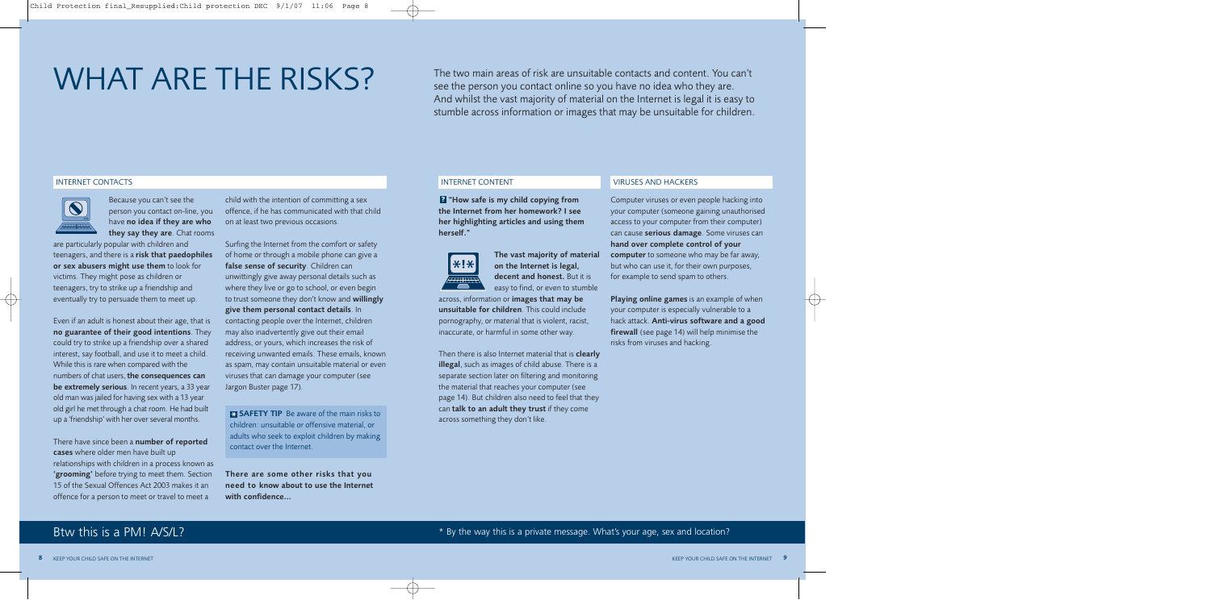# WHAT ARE THE RISKS?

The two main areas of risk are unsuitable contacts and content. You can't see the person you contact online so you have no idea who they are. And whilst the vast majority of material on the Internet is legal it is easy to stumble across information or images that may be unsuitable for children.

## INTERNET CONTACTS

Because you can't see the person you contact on-line, you have **no idea if they are who they say they are**. Chat rooms are particularly popular with children and teenagers, and there is a **risk that paedophiles or sex abusers might use them** to look for victims. They might pose as children or teenagers, try to strike up a friendship and eventually try to persuade them to meet up.

Even if an adult is honest about their age, that is **no guarantee of their good intentions**. They could try to strike up a friendship over a shared interest, say football, and use it to meet a child. While this is rare when compared with the numbers of chat users, **the consequences can be extremely serious**. In recent years, a 33 year old man was jailed for having sex with a 13 year old girl he met through a chat room. He had built up a 'friendship' with her over several months.

There have since been a **number of reported cases** where older men have built up relationships with children in a process known as **'grooming'** before trying to meet them. Section 15 of the Sexual Offences Act 2003 makes it an offence for a person to meet or travel to meet a child with the intention of committing a sex offence, if he has communicated with that child on at least two previous occasions.

Surfing the Internet from the comfort or safety of home or through a mobile phone can give a **false sense of security**. Children can unwittingly give away personal details such as where they live or go to school, or even begin to trust someone they don't know and **willingly give them personal contact details**. In contacting people over the Internet, children may also inadvertently give out their email address, or yours, which increases the risk of receiving unwanted emails. These emails, known as spam, may contain unsuitable material or even viruses that can damage your computer (see Jargon Buster page 17).

**SAFETY TIP** Be aware of the main risks to children: unsuitable or offensive material, or adults who seek to exploit children by making contact over the Internet.

**There are some other risks that you need to know about to use the Internet with confidence...**

## INTERNET CONTENT

**"How safe is my child copying from the Internet from her homework? I see her highlighting articles and using them herself."**

**The vast majority of material on the Internet is legal, decent and honest.** But it is easy to find, or even to stumble across, information or **images that may be unsuitable for children**. This could include pornography, or material that is violent, racist, inaccurate, or harmful in some other way.

Then there is also Internet material that is **clearly illegal**, such as images of child abuse. There is a separate section later on filtering and monitoring the material that reaches your computer (see page 14). But children also need to feel that they can **talk to an adult they trust** if they come across something they don't like.

## VIRUSES AND HACKERS

Computer viruses or even people hacking into your computer (someone gaining unauthorised access to your computer from their computer) can cause **serious damage**. Some viruses can **hand over complete control of your computer** to someone who may be far away, but who can use it, for their own purposes, for example to send spam to others.

**Playing online games** is an example of when your computer is especially vulnerable to a hack attack. **Anti-virus software and a good firewall** (see page 14) will help minimise the risks from viruses and hacking.

Btw this is a PM! A/S/L?

* By the way this is a private message. What's your age, sex and location?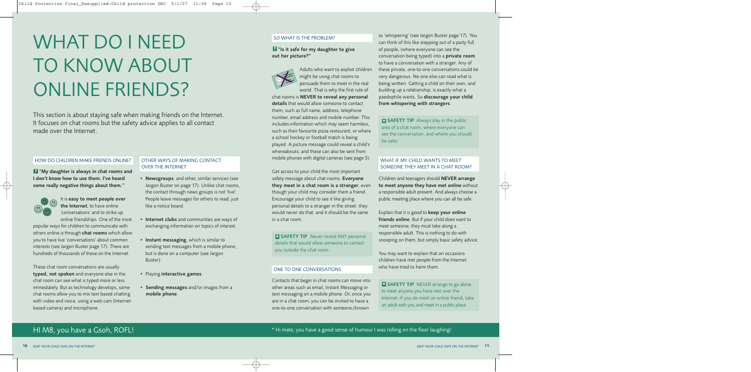# WHAT DO I NEED TO KNOW ABOUT ONLINE FRIENDS?

This section is about staying safe when making friends on the Internet. It focuses on chat rooms but the safety advice applies to all contact made over the Internet.

## HOW DO CHILDREN MAKE FRIENDS ONLINE?

**"My daughter is always in chat rooms and I don't know how to use them. I've heard some really negative things about them."**

It is **easy to meet people over the Internet**, to have online 'conversations' and to strike up online friendships. One of the most popular ways for children to communicate with others online is through **chat rooms** which allow you to have live 'conversations' about common interests (see Jargon Buster page 17). There are hundreds of thousands of these on the Internet.

These chat room conversations are usually **typed, not spoken** and everyone else in the chat room can see what is typed more or less immediately. But as technology develops, some chat rooms allow you to mix text based chatting with video and voice, using a web cam (Internet-based camera) and microphone.

## OTHER WAYS OF MAKING CONTACT OVER THE INTERNET

- **Newsgroups**, and other, similar services (see Jargon Buster on page 17). Unlike chat rooms, the contact through news groups is not 'live'. People leave messages for others to read, just like a notice board.
- **Internet clubs** and communities are ways of exchanging information on topics of interest.
- **Instant messaging**, which is similar to sending text messages from a mobile phone, but is done on a computer (see Jargon Buster).
- Playing **interactive games**.
- **Sending messages** and/or images from a **mobile phone**.

## SO WHAT IS THE PROBLEM?

**"Is it safe for my daughter to give out her picture?"**

Adults who want to exploit children might be using chat rooms to persuade them to meet in the real world. That is why the first rule of chat rooms is **NEVER to reveal any personal details** that would allow someone to contact them, such as full name, address, telephone number, email address and mobile number. This includes information which may seem harmless, such as their favourite pizza restaurant, or where a school hockey or football match is being played. A picture message could reveal a child's whereabouts, and these can also be sent from mobile phones with digital cameras (see page 5).

Get across to your child the most important safety message about chat rooms. **Everyone they meet in a chat room is a stranger**, even though your child may consider them a friend. Encourage your child to see it like giving personal details to a stranger in the street: they would never do that, and it should be the same in a chat room.

> **SAFETY TIP** Never reveal ANY personal details that would allow someone to contact you outside the chat room.

## ONE TO ONE CONVERSATIONS

Contacts that begin in chat rooms can move into other areas such as email, Instant Messaging or text messaging on a mobile phone. Or, once you are in a chat room, you can be invited to have a one-to-one conversation with someone,(known as 'whispering' (see Jargon Buster page 17). You can think of this like stepping out of a party full of people, (where everyone can see the conversation being typed) into a **private room** to have a conversation with a stranger. Any of these private, one-to-one conversations could be very dangerous. No one else can read what is being written. Getting a child on their own, and building up a relationship, is exactly what a paedophile wants. So **discourage your child from whispering with strangers**.

> **SAFETY TIP** Always stay in the public area of a chat room, where everyone can see the conversation, and where you should be safer.

## WHAT IF MY CHILD WANTS TO MEET SOMEONE THEY MEET IN A CHAT ROOM?

Children and teenagers should **NEVER arrange to meet anyone they have met online** without a responsible adult present. And always choose a public meeting place where you can all be safe.

Explain that it is good to **keep your online friends online**. But if your child does want to meet someone, they must take along a responsible adult. This is nothing to do with snooping on them, but simply basic safety advice.

You may want to explain that on occasions children have met people from the Internet who have tried to harm them.

> **SAFETY TIP** NEVER arrange to go alone to meet anyone you have met over the Internet. If you do meet an online friend, take an adult with you and meet in a public place.

HI M8, you have a Gsoh, ROFL!

* Hi mate, you have a good sense of humour I was rolling on the floor laughing!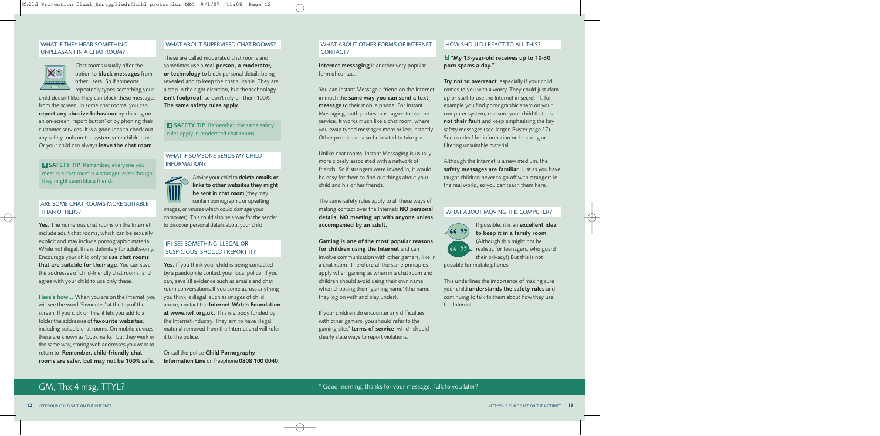## WHAT IF THEY HEAR SOMETHING UNPLEASANT IN A CHAT ROOM?

Chat rooms usually offer the option to **block messages** from other users. So if someone repeatedly types something your child doesn't like, they can block these messages from the screen. In some chat rooms, you can **report any abusive behaviour** by clicking on an on-screen 'report button' or by phoning their customer services. It is a good idea to check out any safety tools on the system your children use. Or your child can always **leave the chat room**.

**SAFETY TIP** Remember, everyone you meet in a chat room is a stranger, even though they might seem like a friend.

## ARE SOME CHAT ROOMS MORE SUITABLE THAN OTHERS?

**Yes.** The numerous chat rooms on the Internet include adult chat rooms, which can be sexually explicit and may include pornographic material. While not illegal, this is definitely for adults-only. Encourage your child only to **use chat rooms that are suitable for their age**. You can save the addresses of child-friendly chat rooms, and agree with your child to use only these.

**Here's how...** When you are on the Internet, you will see the word 'Favourites' at the top of the screen. If you click on this, it lets you add to a folder the addresses of **favourite websites**, including suitable chat rooms. On mobile devices, these are known as 'bookmarks', but they work in the same way, storing web addresses you want to return to. **Remember, child-friendly chat rooms are safer, but may not be 100% safe.**

## WHAT ABOUT SUPERVISED CHAT ROOMS?

These are called moderated chat rooms and sometimes use a **real person, a moderator, or technology** to block personal details being revealed and to keep the chat suitable. They are a step in the right direction, but the technology **isn't foolproof**, so don't rely on them 100%. **The same safety rules apply.**

**SAFETY TIP** Remember, the same safety rules apply in moderated chat rooms.

## WHAT IF SOMEONE SENDS MY CHILD INFORMATION?

Advise your child to **delete emails or links to other websites they might be sent in chat room** (they may contain pornographic or upsetting images, or viruses which could damage your computer). This could also be a way for the sender to discover personal details about your child.

## IF I SEE SOMETHING ILLEGAL OR SUSPICIOUS, SHOULD I REPORT IT?

**Yes.** If you think your child is being contacted by a paedophile contact your local police. If you can, save all evidence such as emails and chat room conversations.If you come across anything you think is illegal, such as images of child abuse, contact the **Internet Watch Foundation at www.iwf.org.uk.** This is a body funded by the Internet industry. They aim to have illegal material removed from the Internet and will refer it to the police.

Or call the police **Child Pornography Information Line** on freephone **0808 100 0040.**

## WHAT ABOUT OTHER FORMS OF INTERNET CONTACT?

**Internet messaging** is another very popular form of contact.

You can Instant Message a friend on the Internet in much the **same way you can send a text message** to their mobile phone. For Instant Messaging, both parties must agree to use the service. It works much like a chat room, where you swap typed messages more or less instantly. Other people can also be invited to take part.

Unlike chat rooms, Instant Messaging is usually more closely associated with a network of friends. So if strangers were invited in, it would be easy for them to find out things about your child and his or her friends.

The same safety rules apply to all these ways of making contact over the Internet: **NO personal details, NO meeting up with anyone unless accompanied by an adult.**

**Gaming is one of the most popular reasons for children using the Internet** and can involve communication with other gamers, like in a chat room. Therefore all the same principles apply when gaming as when in a chat room and children should avoid using their own name when choosing their 'gaming name' (the name they log on with and play under).

If your children do encounter any difficulties with other gamers, you should refer to the gaming sites' **terms of service**, which should clearly state ways to report violations.

## HOW SHOULD I REACT TO ALL THIS?

**"My 13-year-old receives up to 10-30 porn spams a day."**

**Try not to overreact**, especially if your child comes to you with a worry. They could just clam up or start to use the Internet in secret. If, for example you find pornographic spam on your computer system, reassure your child that it is **not their fault** and keep emphasising the key safety messages (see Jargon Buster page 17). See overleaf for information on blocking or filtering unsuitable material.

Although the Internet is a new medium, the **safety messages are familiar**. Just as you have taught children never to go off with strangers in the real world, so you can teach them here.

## WHAT ABOUT MOVING THE COMPUTER?

If possible, it is an **excellent idea to keep it in a family room**. (Although this might not be realistic for teenagers, who guard their privacy!) But this is not possible for mobile phones.

This underlines the importance of making sure your child **understands the safety rules** and continuing to talk to them about how they use the Internet.

GM, Thx 4 msg. TTYL?

* Good morning, thanks for your message. Talk to you later?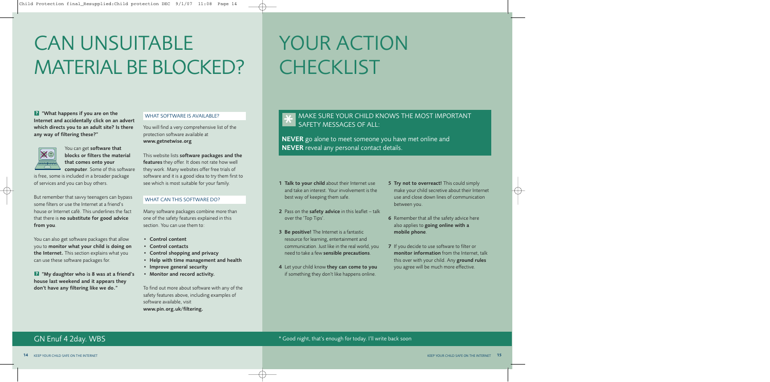# CAN UNSUITABLE MATERIAL BE BLOCKED?

**"What happens if you are on the Internet and accidentally click on an advert which directs you to an adult site? Is there any way of filtering these?"**

You can get **software that blocks or filters the material that comes onto your computer**. Some of this software is free, some is included in a broader package of services and you can buy others.

But remember that savvy teenagers can bypass some filters or use the Internet at a friend's house or Internet café. This underlines the fact that there is **no substitute for good advice from you**.

You can also get software packages that allow you to **monitor what your child is doing on the Internet.** This section explains what you can use these software packages for.

**"My daughter who is 8 was at a friend's house last weekend and it appears they don't have any filtering like we do."**

## WHAT SOFTWARE IS AVAILABLE?

You will find a very comprehensive list of the protection software available at **www.getnetwise.org**

This website lists **software packages and the features** they offer. It does not rate how well they work. Many websites offer free trials of software and it is a good idea to try them first to see which is most suitable for your family.

## WHAT CAN THIS SOFTWARE DO?

Many software packages combine more than one of the safety features explained in this section. You can use them to:

- **Control content**
- **Control contacts**
- **Control shopping and privacy**
- **Help with time management and health**
- **Improve general security**
- **Monitor and record activity.**

To find out more about software with any of the safety features above, including examples of software available, visit **www.pin.org.uk/filtering.**

GN Enuf 4 2day. WBS

# YOUR ACTION CHECKLIST

## MAKE SURE YOUR CHILD KNOWS THE MOST IMPORTANT SAFETY MESSAGES OF ALL:

**NEVER** go alone to meet someone you have met online and **NEVER** reveal any personal contact details.

1. **Talk to your child** about their Internet use and take an interest. Your involvement is the best way of keeping them safe.
2. Pass on the **safety advice** in this leaflet – talk over the 'Top Tips'.
3. **Be positive!** The Internet is a fantastic resource for learning, entertainment and communication. Just like in the real world, you need to take a few **sensible precautions**.
4. Let your child know **they can come to you** if something they don't like happens online.
5. **Try not to overreact!** This could simply make your child secretive about their Internet use and close down lines of communication between you.
6. Remember that all the safety advice here also applies to **going online with a mobile phone**.
7. If you decide to use software to filter or **monitor information** from the Internet, talk this over with your child. Any **ground rules** you agree will be much more effective.

* Good night, that's enough for today. I'll write back soon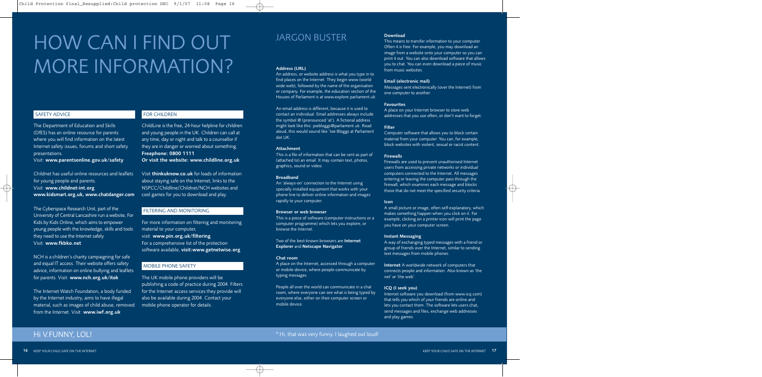# HOW CAN I FIND OUT MORE INFORMATION?

## SAFETY ADVICE

The Department of Education and Skills (DfES) has an online resource for parents where you will find information on the latest Internet safety issues, forums and short safety presentations.
Visit: **www.parentsonline.gov.uk/safety**

Childnet has useful online resources and leaflets for young people and parents.
Visit: **www.childnet-int.org**
**www.kidsmart.org.uk, www.chatdanger.com**

The Cyberspace Research Unit, part of the University of Central Lancashire run a website, For Kids by Kids Online, which aims to empower young people with the knowledge, skills and tools they need to use the Internet safely.
Visit: **www.fkbko.net**

NCH is a children's charity campaigning for safe and equal IT access. Their website offers safety advice, information on online bullying and leaflets for parents. Visit: **www.nch.org.uk/itok**

The Internet Watch Foundation, a body funded by the Internet industry, aims to have illegal material, such as images of child abuse, removed from the Internet. Visit: **www.iwf.org.uk**

## FOR CHILDREN

ChildLine is the free, 24-hour helpline for children and young people in the UK. Children can call at any time, day or night and talk to a counsellor if they are in danger or worried about something.
**Freephone: 0800 1111**
**Or visit the website: www.childline.org.uk**

Visit **thinkuknow.co.uk** for loads of information about staying safe on the Internet, links to the NSPCC/Childline/Childnet/NCH websites and cool games for you to download and play.

## FILTERING AND MONITORING

For more information on filtering and monitoring material to your computer,
visit: **www.pin.org.uk/filtering**
For a comprehensive list of the protection software available, **visit:www.getnetwise.org**

## MOBILE PHONE SAFETY

The UK mobile phone providers will be publishing a code of practice during 2004. Filters for the Internet access services they provide will also be available during 2004. Contact your mobile phone operator for details.

Hi V.FUNNY, LOL!

# JARGON BUSTER

**Address (URL)**
An address, or website address is what you type in to find places on the Internet. They begin www (world wide web), followed by the name of the organisation or company. For example, the education section of the Houses of Parliament is at www.explore.parliament.uk

An email address is different, because it is used to contact an individual. Email addresses always include the symbol @ (pronounced 'at'). A fictional address might look like this: joebloggs@parliament.uk. Read aloud, this would sound like 'Joe Bloggs at Parliament dot UK.

**Attachment**
This is a file of information that can be sent as part of (attached to) an email. It may contain text, photos, graphics, sound or video.

**Broadband**
An 'always-on' connection to the Internet using specially installed equipment that works with your phone line to deliver online information and images rapidly to your computer.

**Browser or web browser**
This is a piece of software (computer instructions or a computer programme) which lets you explore, or browse the Internet.

Two of the best-known browsers are **Internet Explorer** and **Netscape Navigator**.

**Chat room**
A place on the Internet, accessed through a computer or mobile device, where people communicate by typing messages.

People all over the world can communicate in a chat room, where everyone can see what is being typed by everyone else, either on their computer screen or mobile device.

**Download**
This means to transfer information to your computer. Often it is free. For example, you may download an image from a website onto your computer so you can print it out. You can also download software that allows you to chat. You can even download a piece of music from music websites.

**Email (electronic mail)**
Messages sent electronically (over the Internet) from one computer to another.

**Favourites**
A place on your Internet browser to store web addresses that you use often, or don't want to forget.

**Filter**
Computer software that allows you to block certain material from your computer. You can, for example, block websites with violent, sexual or racist content.

**Firewalls**
Firewalls are used to prevent unauthorised Internet users from accessing private networks or individual computers connected to the Internet. All messages entering or leaving the computer pass through the firewall, which examines each message and blocks those that do not meet the specified security criteria.

**Icon**
A small picture or image, often self-explanatory, which makes something happen when you click on it. For example, clicking on a printer icon will print the page you have on your computer screen.

**Instant Messaging**
A way of exchanging typed messages with a friend or group of friends over the Internet, similar to sending text messages from mobile phones.

**Internet** A worldwide network of computers that connects people and information. Also known as 'the net' or 'the web'.

**ICQ (I seek you)**
Internet software you download (from www.icq.com) that tells you which of your friends are online and lets you contact them. The software lets users chat, send messages and files, exchange web addresses and play games.

* Hi, that was very funny. I laughed out loud!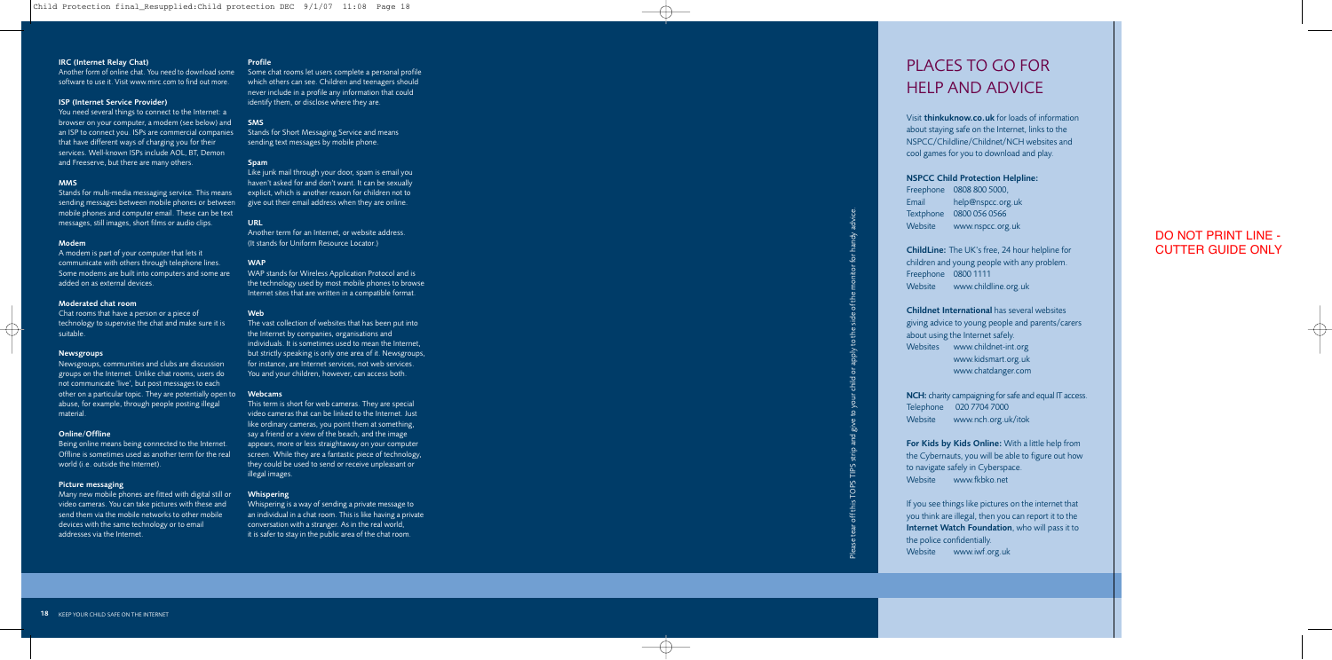**IRC (Internet Relay Chat)**
Another form of online chat. You need to download some software to use it. Visit www.mirc.com to find out more.

**ISP (Internet Service Provider)**
You need several things to connect to the Internet: a browser on your computer, a modem (see below) and an ISP to connect you. ISPs are commercial companies that have different ways of charging you for their services. Well-known ISPs include AOL, BT, Demon and Freeserve, but there are many others.

**MMS**
Stands for multi-media messaging service. This means sending messages between mobile phones or between mobile phones and computer email. These can be text messages, still images, short films or audio clips.

**Modem**
A modem is part of your computer that lets it communicate with others through telephone lines. Some modems are built into computers and some are added on as external devices.

**Moderated chat room**
Chat rooms that have a person or a piece of technology to supervise the chat and make sure it is suitable.

**Newsgroups**
Newsgroups, communities and clubs are discussion groups on the Internet. Unlike chat rooms, users do not communicate 'live', but post messages to each other on a particular topic. They are potentially open to abuse, for example, through people posting illegal material.

**Online/Offline**
Being online means being connected to the Internet. Offline is sometimes used as another term for the real world (i.e. outside the Internet).

**Picture messaging**
Many new mobile phones are fitted with digital still or video cameras. You can take pictures with these and send them via the mobile networks to other mobile devices with the same technology or to email addresses via the Internet.

**Profile**
Some chat rooms let users complete a personal profile which others can see. Children and teenagers should never include in a profile any information that could identify them, or disclose where they are.

**SMS**
Stands for Short Messaging Service and means sending text messages by mobile phone.

**Spam**
Like junk mail through your door, spam is email you haven't asked for and don't want. It can be sexually explicit, which is another reason for children not to give out their email address when they are online.

**URL**
Another term for an Internet, or website address. (It stands for Uniform Resource Locator.)

**WAP**
WAP stands for Wireless Application Protocol and is the technology used by most mobile phones to browse Internet sites that are written in a compatible format.

**Web**
The vast collection of websites that has been put into the Internet by companies, organisations and individuals. It is sometimes used to mean the Internet, but strictly speaking is only one area of it. Newsgroups, for instance, are Internet services, not web services. You and your children, however, can access both.

**Webcams**
This term is short for web cameras. They are special video cameras that can be linked to the Internet. Just like ordinary cameras, you point them at something, say a friend or a view of the beach, and the image appears, more or less straightaway on your computer screen. While they are a fantastic piece of technology, they could be used to send or receive unpleasant or illegal images.

**Whispering**
Whispering is a way of sending a private message to an individual in a chat room. This is like having a private conversation with a stranger. As in the real world, it is safer to stay in the public area of the chat room.

# PLACES TO GO FOR HELP AND ADVICE

Visit **thinkuknow.co.uk** for loads of information about staying safe on the Internet, links to the NSPCC/Childline/Childnet/NCH websites and cool games for you to download and play.

**NSPCC Child Protection Helpline:**
Freephone 0808 800 5000,
Email help@nspcc.org.uk
Textphone 0800 056 0566
Website www.nspcc.org.uk

**ChildLine:** The UK's free, 24 hour helpline for children and young people with any problem.
Freephone 0800 1111
Website www.childline.org.uk

**Childnet International** has several websites giving advice to young people and parents/carers about using the Internet safely.
Websites www.childnet-int.org
www.kidsmart.org.uk
www.chatdanger.com

**NCH:** charity campaigning for safe and equal IT access.
Telephone 020 7704 7000
Website www.nch.org.uk/itok

**For Kids by Kids Online:** With a little help from the Cybernauts, you will be able to figure out how to navigate safely in Cyberspace.
Website www.fkbko.net

If you see things like pictures on the internet that you think are illegal, then you can report it to the **Internet Watch Foundation**, who will pass it to the police confidentially.
Website www.iwf.org.uk

Please tear off this TOPS TIPS strip and give to your child or apply to the side of the monitor for handy advice.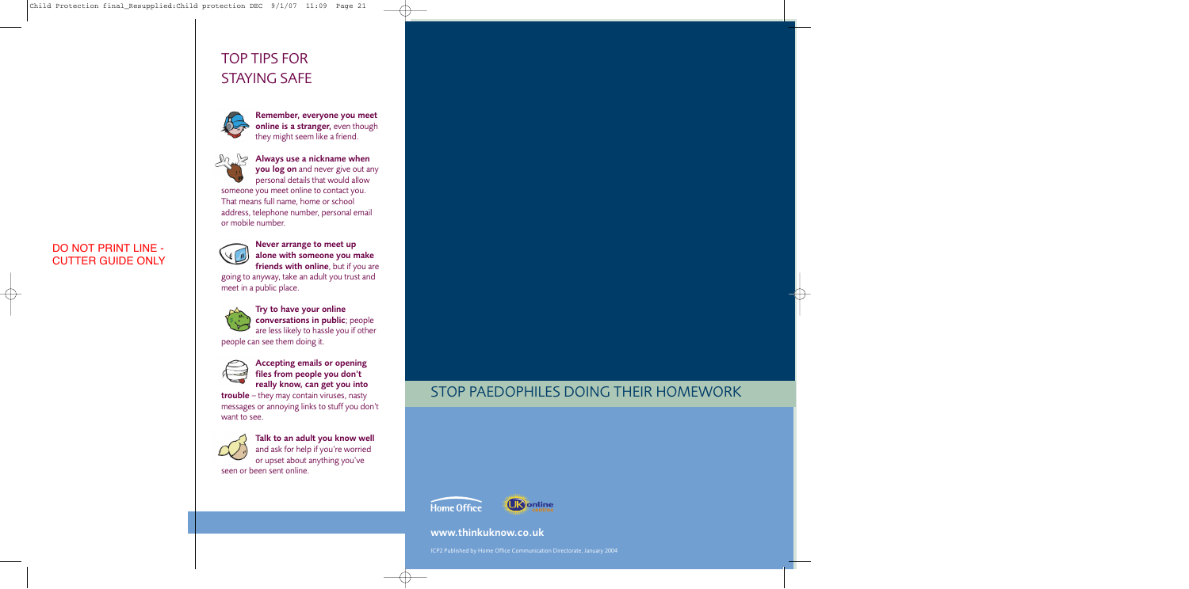# TOP TIPS FOR STAYING SAFE

**Remember, everyone you meet online is a stranger,** even though they might seem like a friend.

**Always use a nickname when you log on** and never give out any personal details that would allow someone you meet online to contact you. That means full name, home or school address, telephone number, personal email or mobile number.

**Never arrange to meet up alone with someone you make friends with online**, but if you are going to anyway, take an adult you trust and meet in a public place.

**Try to have your online conversations in public**; people are less likely to hassle you if other people can see them doing it.

**Accepting emails or opening files from people you don't really know, can get you into trouble** – they may contain viruses, nasty messages or annoying links to stuff you don't want to see.

**Talk to an adult you know well** and ask for help if you're worried or upset about anything you've seen or been sent online.

## STOP PAEDOPHILES DOING THEIR HOMEWORK

Home Office

UK online

**www.thinkuknow.co.uk**

ICP2 Published by Home Office Communication Directorate, January 2004